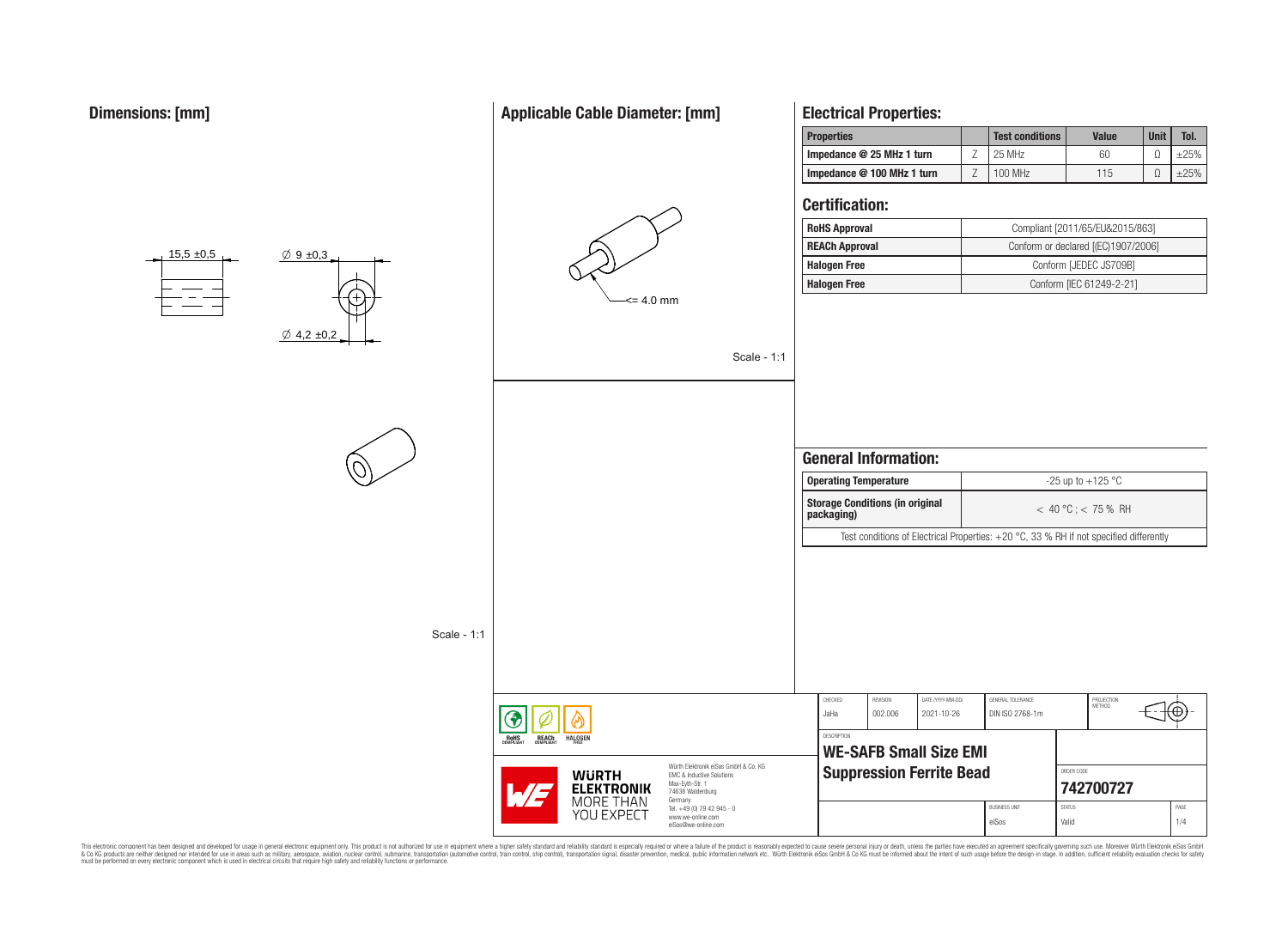## Dimensions: [mm]

15,5 ±0,5

∅ 9 ±0,3

∅ 4,2 ±0,2

Scale - 1:1

## Applicable Cable Diameter: [mm]

<= 4.0 mm

Scale - 1:1

## Electrical Properties:

| Properties | | Test conditions | Value | Unit | Tol. |
|---|---|---|---|---|---|
| Impedance @ 25 MHz 1 turn | Z | 25 MHz | 60 | Ω | ±25% |
| Impedance @ 100 MHz 1 turn | Z | 100 MHz | 115 | Ω | ±25% |

## Certification:

| | |
|---|---|
| RoHS Approval | Compliant [2011/65/EU&2015/863] |
| REACh Approval | Conform or declared [(EC)1907/2006] |
| Halogen Free | Conform [JEDEC JS709B] |
| Halogen Free | Conform [IEC 61249-2-21] |

## General Information:

| | |
|---|---|
| Operating Temperature | -25 up to +125 °C |
| Storage Conditions (in original packaging) | < 40 °C ; < 75 % RH |

Test conditions of Electrical Properties: +20 °C, 33 % RH if not specified differently

| CHECKED | REVISION | DATE (YYYY-MM-DD) | GENERAL TOLERANCE | PROJECTION METHOD |
|---|---|---|---|---|
| JaHa | 002.006 | 2021-10-26 | DIN ISO 2768-1m | |

DESCRIPTION
**WE-SAFB Small Size EMI Suppression Ferrite Bead**

ORDER CODE
**742700727**

BUSINESS UNIT: eiSos | STATUS: Valid | PAGE: 1/4

RoHS COMPLIANT | REACh COMPLIANT | HALOGEN FREE

WÜRTH ELEKTRONIK MORE THAN YOU EXPECT

Würth Elektronik eiSos GmbH & Co. KG
EMC & Inductive Solutions
Max-Eyth-Str. 1
74638 Waldenburg
Germany
Tel. +49 (0) 79 42 945 - 0
www.we-online.com
eiSos@we-online.com

This electronic component has been designed and developed for usage in general electronic equipment only. This product is not authorized for use in equipment where a higher safety standard and reliability standard is especially required or where a failure of the product is reasonably expected to cause severe personal injury or death, unless the parties have executed an agreement specifically governing such use. Moreover Würth Elektronik eiSos GmbH & Co KG products are neither designed nor intended for use in areas such as military, aerospace, aviation, nuclear control, submarine, transportation (automotive control, train control, ship control), transportation signal, disaster prevention, medical, public information network etc.. Würth Elektronik eiSos GmbH & Co KG must be informed about the intent of such usage before the design-in stage. In addition, sufficient reliability evaluation checks for safety must be performed on every electronic component which is used in electrical circuits that require high safety and reliability functions or performance.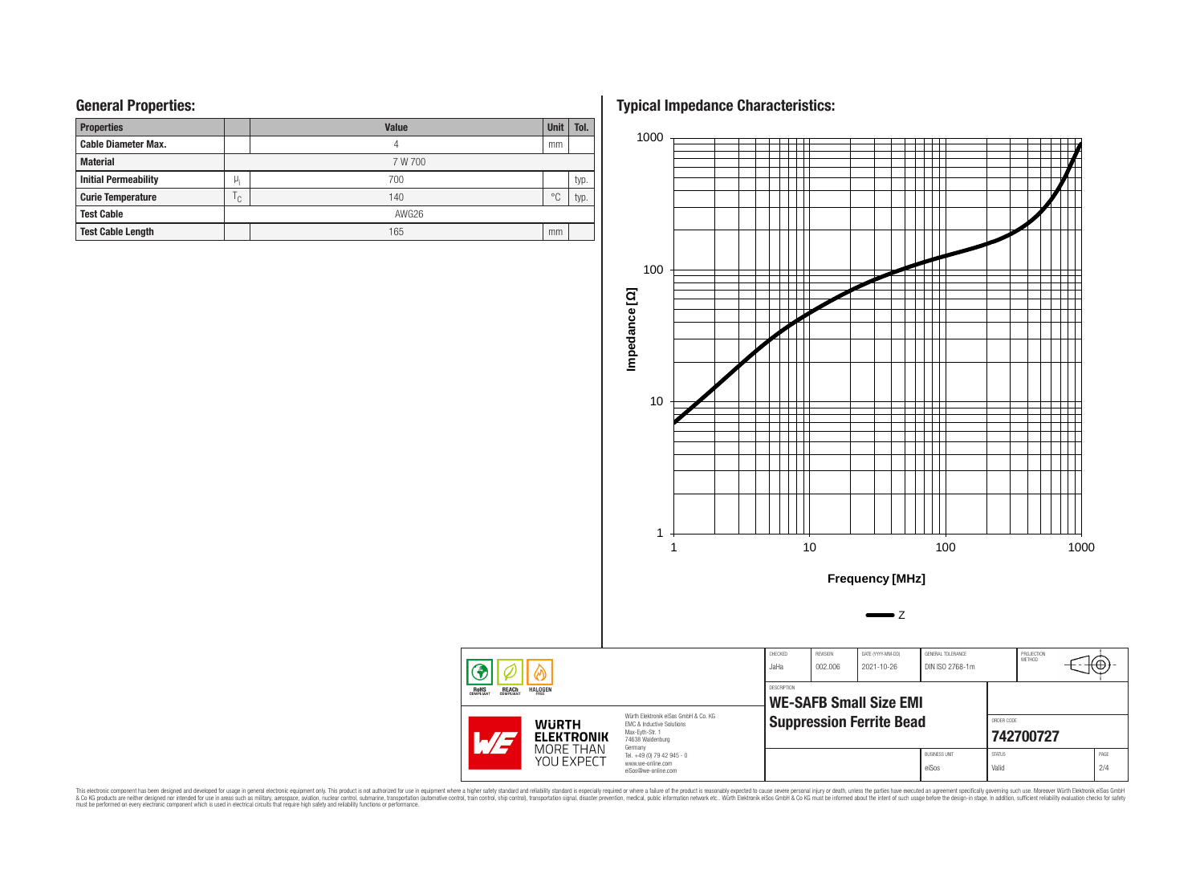## General Properties:

| Properties | | Value | Unit | Tol. |
|---|---|---|---|---|
| Cable Diameter Max. | | 4 | mm | |
| Material | | 7 W 700 | | |
| Initial Permeability | $\mu_i$ | 700 | | typ. |
| Curie Temperature | $T_C$ | 140 | °C | typ. |
| Test Cable | | AWG26 | | |
| Test Cable Length | | 165 | mm | |

## Typical Impedance Characteristics:

Impedance [Ω]

Frequency [MHz]

Z

| CHECKED | REVISION | DATE (YYYY-MM-DD) | GENERAL TOLERANCE | PROJECTION METHOD |
|---|---|---|---|---|
| JaHa | 002.006 | 2021-10-26 | DIN ISO 2768-1m | |

DESCRIPTION

**WE-SAFB Small Size EMI Suppression Ferrite Bead**

ORDER CODE: **742700727**

BUSINESS UNIT: eiSos | STATUS: Valid

Würth Elektronik eiSos GmbH & Co. KG
EMC & Inductive Solutions
Max-Eyth-Str. 1
74638 Waldenburg
Germany
Tel. +49 (0) 79 42 945 - 0
www.we-online.com
eiSos@we-online.com

This electronic component has been designed and developed for usage in general electronic equipment only. This product is not authorized for use in equipment where a higher safety standard and reliability standard is especially required or where a failure of the product is reasonably expected to cause severe personal injury or death, unless the parties have executed an agreement specifically governing such use. Moreover Würth Elektronik eiSos GmbH & Co KG products are neither designed nor intended for use in areas such as military, aerospace, aviation, nuclear control, submarine, transportation (automotive control, train control, ship control), transportation signal, disaster prevention, medical, public information network etc.. Würth Elektronik eiSos GmbH & Co KG must be informed about the intent of such usage before the design-in stage. In addition, sufficient reliability evaluation checks for safety must be performed on every electronic component which is used in electrical circuits that require high safety and reliability functions or performance.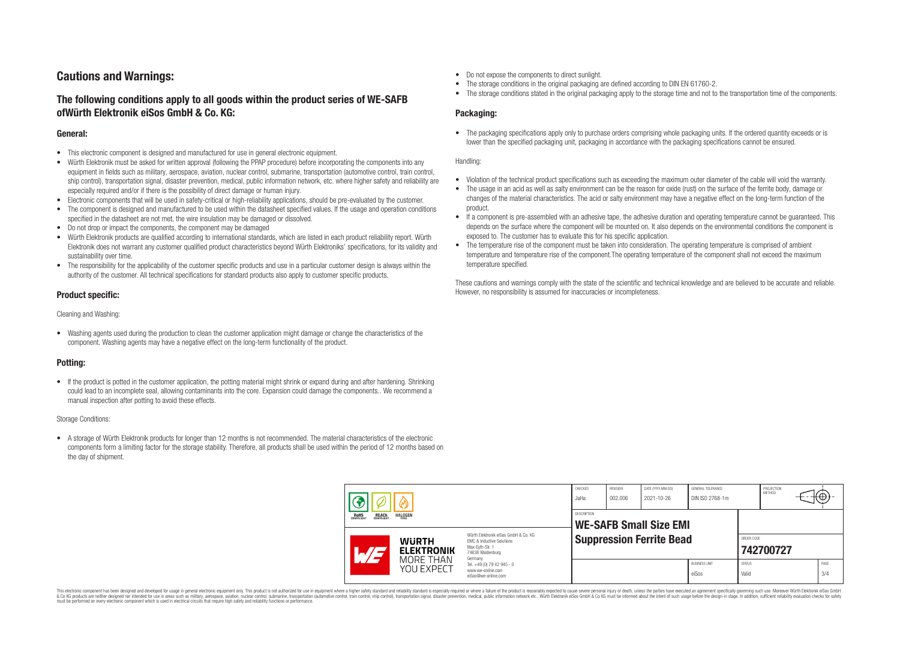# Cautions and Warnings:

## The following conditions apply to all goods within the product series of WE-SAFB ofWürth Elektronik eiSos GmbH & Co. KG:

### General:

- This electronic component is designed and manufactured for use in general electronic equipment.
- Würth Elektronik must be asked for written approval (following the PPAP procedure) before incorporating the components into any equipment in fields such as military, aerospace, aviation, nuclear control, submarine, transportation (automotive control, train control, ship control), transportation signal, disaster prevention, medical, public information network, etc. where higher safety and reliability are especially required and/or if there is the possibility of direct damage or human injury.
- Electronic components that will be used in safety-critical or high-reliability applications, should be pre-evaluated by the customer.
- The component is designed and manufactured to be used within the datasheet specified values. If the usage and operation conditions specified in the datasheet are not met, the wire insulation may be damaged or dissolved.
- Do not drop or impact the components, the component may be damaged
- Würth Elektronik products are qualified according to international standards, which are listed in each product reliability report. Würth Elektronik does not warrant any customer qualified product characteristics beyond Würth Elektroniks' specifications, for its validity and sustainability over time.
- The responsibility for the applicability of the customer specific products and use in a particular customer design is always within the authority of the customer. All technical specifications for standard products also apply to customer specific products.

### Product specific:

Cleaning and Washing:

- Washing agents used during the production to clean the customer application might damage or change the characteristics of the component. Washing agents may have a negative effect on the long-term functionality of the product.

### Potting:

- If the product is potted in the customer application, the potting material might shrink or expand during and after hardening. Shrinking could lead to an incomplete seal, allowing contaminants into the core. Expansion could damage the components.. We recommend a manual inspection after potting to avoid these effects.

Storage Conditions:

- A storage of Würth Elektronik products for longer than 12 months is not recommended. The material characteristics of the electronic components form a limiting factor for the storage stability. Therefore, all products shall be used within the period of 12 months based on the day of shipment.
- Do not expose the components to direct sunlight.
- The storage conditions in the original packaging are defined according to DIN EN 61760-2.
- The storage conditions stated in the original packaging apply to the storage time and not to the transportation time of the components.

### Packaging:

- The packaging specifications apply only to purchase orders comprising whole packaging units. If the ordered quantity exceeds or is lower than the specified packaging unit, packaging in accordance with the packaging specifications cannot be ensured.

Handling:

- Violation of the technical product specifications such as exceeding the maximum outer diameter of the cable will void the warranty.
- The usage in an acid as well as salty environment can be the reason for oxide (rust) on the surface of the ferrite body, damage or changes of the material characteristics. The acid or salty environment may have a negative effect on the long-term function of the product.
- If a component is pre-assembled with an adhesive tape, the adhesive duration and operating temperature cannot be guaranteed. This depends on the surface where the component will be mounted on. It also depends on the environmental conditions the component is exposed to. The customer has to evaluate this for his specific application.
- The temperature rise of the component must be taken into consideration. The operating temperature is comprised of ambient temperature and temperature rise of the component.The operating temperature of the component shall not exceed the maximum temperature specified.

These cautions and warnings comply with the state of the scientific and technical knowledge and are believed to be accurate and reliable. However, no responsibility is assumed for inaccuracies or incompleteness.

| CHECKED | REVISION | DATE (YYYY-MM-DD) | GENERAL TOLERANCE | PROJECTION METHOD |
|---|---|---|---|---|
| JaHa | 002.006 | 2021-10-26 | DIN ISO 2768-1m | |

| DESCRIPTION | ORDER CODE |
|---|---|
| WE-SAFB Small Size EMI Suppression Ferrite Bead | 742700727 |

| BUSINESS UNIT | STATUS | PAGE |
|---|---|---|
| eiSos | Valid | 3/4 |

Würth Elektronik eiSos GmbH & Co. KG
EMC & Inductive Solutions
Max-Eyth-Str. 1
74638 Waldenburg
Germany
Tel. +49 (0) 79 42 945 - 0
www.we-online.com
eiSos@we-online.com

This electronic component has been designed and developed for usage in general electronic equipment only. This product is not authorized for use in equipment where a higher safety standard and reliability standard is especially required or where a failure of the product is reasonably expected to cause severe personal injury or death, unless the parties have executed an agreement specifically governing such usage. Moreover Würth Elektronik eiSos GmbH & Co KG products are neither designed nor intended for use in areas such as military, aerospace, aviation, nuclear control, submarine, transportation (automotive control, train control, ship control), transportation signal, disaster prevention, medical, public information network etc.. Würth Elektronik eiSos GmbH & Co KG must be informed about the intent of such usage before the design-in stage. In addition, sufficient reliability evaluation checks for safety must be performed on every electronic component which is used in electrical circuits that require high safety and reliability functions or performance.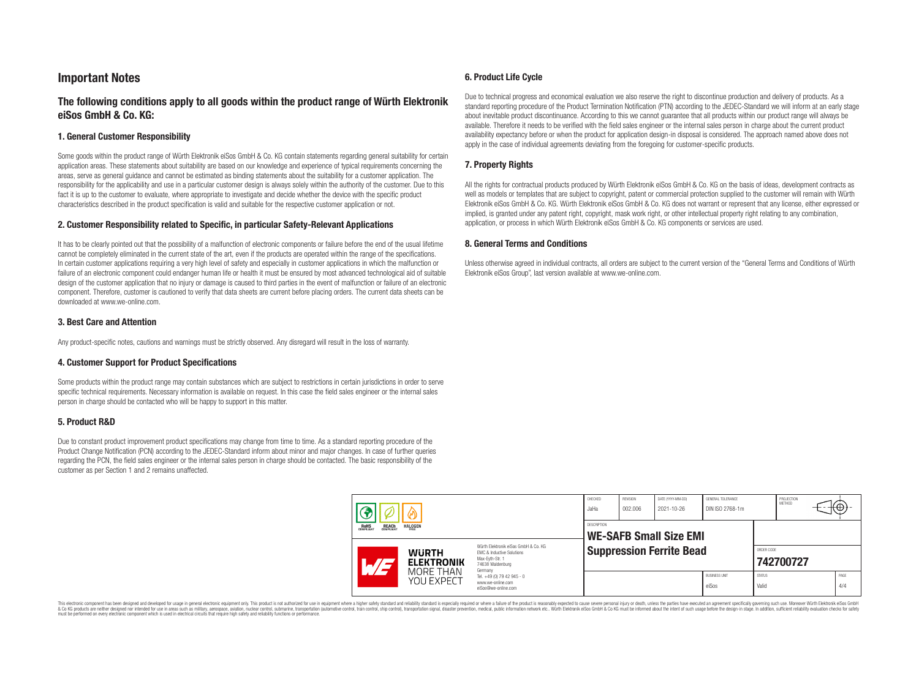# Important Notes

## The following conditions apply to all goods within the product range of Würth Elektronik eiSos GmbH & Co. KG:

### 1. General Customer Responsibility

Some goods within the product range of Würth Elektronik eiSos GmbH & Co. KG contain statements regarding general suitability for certain application areas. These statements about suitability are based on our knowledge and experience of typical requirements concerning the areas, serve as general guidance and cannot be estimated as binding statements about the suitability for a customer application. The responsibility for the applicability and use in a particular customer design is always solely within the authority of the customer. Due to this fact it is up to the customer to evaluate, where appropriate to investigate and decide whether the device with the specific product characteristics described in the product specification is valid and suitable for the respective customer application or not.

### 2. Customer Responsibility related to Specific, in particular Safety-Relevant Applications

It has to be clearly pointed out that the possibility of a malfunction of electronic components or failure before the end of the usual lifetime cannot be completely eliminated in the current state of the art, even if the products are operated within the range of the specifications. In certain customer applications requiring a very high level of safety and especially in customer applications in which the malfunction or failure of an electronic component could endanger human life or health it must be ensured by most advanced technological aid of suitable design of the customer application that no injury or damage is caused to third parties in the event of malfunction or failure of an electronic component. Therefore, customer is cautioned to verify that data sheets are current before placing orders. The current data sheets can be downloaded at www.we-online.com.

### 3. Best Care and Attention

Any product-specific notes, cautions and warnings must be strictly observed. Any disregard will result in the loss of warranty.

### 4. Customer Support for Product Specifications

Some products within the product range may contain substances which are subject to restrictions in certain jurisdictions in order to serve specific technical requirements. Necessary information is available on request. In this case the field sales engineer or the internal sales person in charge should be contacted who will be happy to support in this matter.

### 5. Product R&D

Due to constant product improvement product specifications may change from time to time. As a standard reporting procedure of the Product Change Notification (PCN) according to the JEDEC-Standard inform about minor and major changes. In case of further queries regarding the PCN, the field sales engineer or the internal sales person in charge should be contacted. The basic responsibility of the customer as per Section 1 and 2 remains unaffected.

### 6. Product Life Cycle

Due to technical progress and economical evaluation we also reserve the right to discontinue production and delivery of products. As a standard reporting procedure of the Product Termination Notification (PTN) according to the JEDEC-Standard we will inform at an early stage about inevitable product discontinuance. According to this we cannot guarantee that all products within our product range will always be available. Therefore it needs to be verified with the field sales engineer or the internal sales person in charge about the current product availability expectancy before or when the product for application design-in disposal is considered. The approach named above does not apply in the case of individual agreements deviating from the foregoing for customer-specific products.

### 7. Property Rights

All the rights for contractual products produced by Würth Elektronik eiSos GmbH & Co. KG on the basis of ideas, development contracts as well as models or templates that are subject to copyright, patent or commercial protection supplied to the customer will remain with Würth Elektronik eiSos GmbH & Co. KG. Würth Elektronik eiSos GmbH & Co. KG does not warrant or represent that any license, either expressed or implied, is granted under any patent right, copyright, mask work right, or other intellectual property right relating to any combination, application, or process in which Würth Elektronik eiSos GmbH & Co. KG components or services are used.

### 8. General Terms and Conditions

Unless otherwise agreed in individual contracts, all orders are subject to the current version of the "General Terms and Conditions of Würth Elektronik eiSos Group", last version available at www.we-online.com.

| | | | | | | |
|---|---|---|---|---|---|---|
| CHECKED JaHa | REVISION 002.006 | DATE (YYYY-MM-DD) 2021-10-26 | GENERAL TOLERANCE DIN ISO 2768-1m | | PROJECTION METHOD | |
| DESCRIPTION **WE-SAFB Small Size EMI Suppression Ferrite Bead** | | | | ORDER CODE **742700727** | | |
| | | | BUSINESS UNIT eiSos | STATUS Valid | | PAGE 4/4 |

Würth Elektronik eiSos GmbH & Co. KG
EMC & Inductive Solutions
Max-Eyth-Str. 1
74638 Waldenburg
Germany
Tel. +49 (0) 79 42 945 - 0
www.we-online.com
eiSos@we-online.com

This electronic component has been designed and developed for usage in general electronic equipment only. This product is not authorized for use in equipment where a higher safety standard and reliability standard is especially required or where a failure of the product is reasonably expected to cause severe personal injury or death, unless the parties have executed an agreement specifically governing such use. Moreover Würth Elektronik eiSos GmbH & Co KG products are neither designed nor intended for use in areas such as military, aerospace, aviation, nuclear control, submarine, transportation (automotive control, train control, ship control), transportation signal, disaster prevention, medical, public information network etc.. Würth Elektronik eiSos GmbH & Co KG must be informed about the intent of such usage before the design-in stage. In addition, sufficient reliability evaluation checks for safety must be performed on every electronic component which is used in electrical circuits that require high safety and reliability functions or performance.